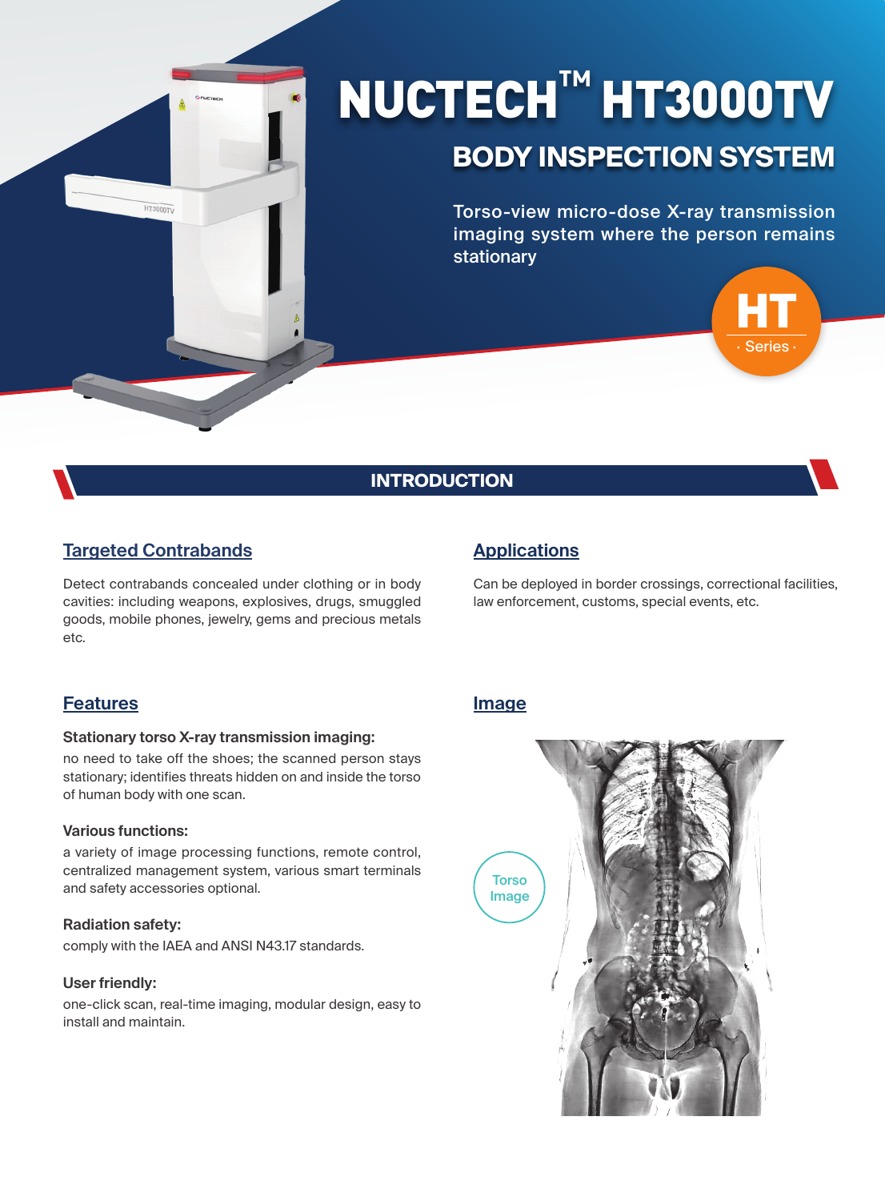# NUCTECH™ HT3000TV

## BODY INSPECTION SYSTEM

Torso-view micro-dose X-ray transmission imaging system where the person remains stationary

HT · Series ·

## INTRODUCTION

### Targeted Contrabands

Detect contrabands concealed under clothing or in body cavities: including weapons, explosives, drugs, smuggled goods, mobile phones, jewelry, gems and precious metals etc.

### Applications

Can be deployed in border crossings, correctional facilities, law enforcement, customs, special events, etc.

### Features

**Stationary torso X-ray transmission imaging:**
no need to take off the shoes; the scanned person stays stationary; identifies threats hidden on and inside the torso of human body with one scan.

**Various functions:**
a variety of image processing functions, remote control, centralized management system, various smart terminals and safety accessories optional.

**Radiation safety:**
comply with the IAEA and ANSI N43.17 standards.

**User friendly:**
one-click scan, real-time imaging, modular design, easy to install and maintain.

### Image

Torso Image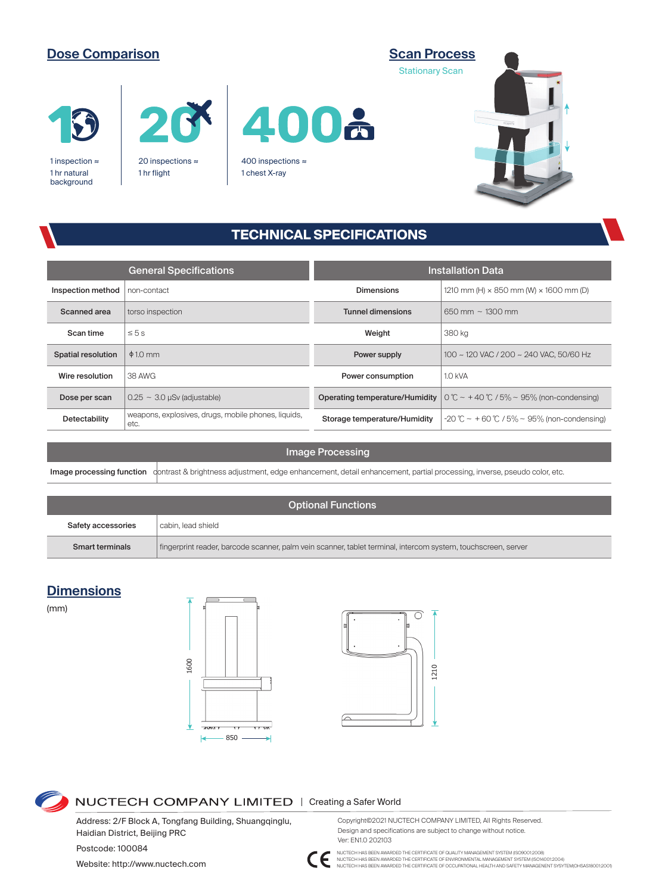## Dose Comparison

1 inspection ≈ 1 hr natural background

20 inspections ≈ 1 hr flight

400 inspections ≈ 1 chest X-ray

## Scan Process

Stationary Scan

# TECHNICAL SPECIFICATIONS

| General Specifications | | Installation Data | |
|---|---|---|---|
| Inspection method | non-contact | Dimensions | 1210 mm (H) × 850 mm (W) × 1600 mm (D) |
| Scanned area | torso inspection | Tunnel dimensions | 650 mm ~ 1300 mm |
| Scan time | ≤ 5 s | Weight | 380 kg |
| Spatial resolution | ϕ 1.0 mm | Power supply | 100 ~ 120 VAC / 200 ~ 240 VAC, 50/60 Hz |
| Wire resolution | 38 AWG | Power consumption | 1.0 kVA |
| Dose per scan | 0.25 ~ 3.0 μSv (adjustable) | Operating temperature/Humidity | 0 ℃ ~ + 40 ℃ / 5% ~ 95% (non-condensing) |
| Detectability | weapons, explosives, drugs, mobile phones, liquids, etc. | Storage temperature/Humidity | -20 ℃ ~ + 60 ℃ / 5% ~ 95% (non-condensing) |

| Image Processing | |
|---|---|
| Image processing function | contrast & brightness adjustment, edge enhancement, detail enhancement, partial processing, inverse, pseudo color, etc. |

| Optional Functions | |
|---|---|
| Safety accessories | cabin, lead shield |
| Smart terminals | fingerprint reader, barcode scanner, palm vein scanner, tablet terminal, intercom system, touchscreen, server |

## Dimensions

(mm)

1600

850

1210

NUCTECH COMPANY LIMITED | Creating a Safer World

Address: 2/F Block A, Tongfang Building, Shuangqinglu, Haidian District, Beijing PRC

Postcode: 100084

Website: http://www.nuctech.com

Copyright©2021 NUCTECH COMPANY LIMITED, All Rights Reserved.
Design and specifications are subject to change without notice.
Ver: EN1.0 202103

NUCTECH HAS BEEN AWARDED THE CERTIFICATE OF QUALITY MANAGEMENT SYSTEM (ISO9001:2008)
NUCTECH HAS BEEN AWARDED THE CERTIFICATE OF ENVIRONMENTAL MANAGEMENT SYSTEM (ISO14001:2004)
NUCTECH HAS BEEN AWARDED THE CERTIFICATE OF OCCUPATIONAL HEALTH AND SAFETY MANAGEMENT SYSTEM(OHSAS18001:2001)